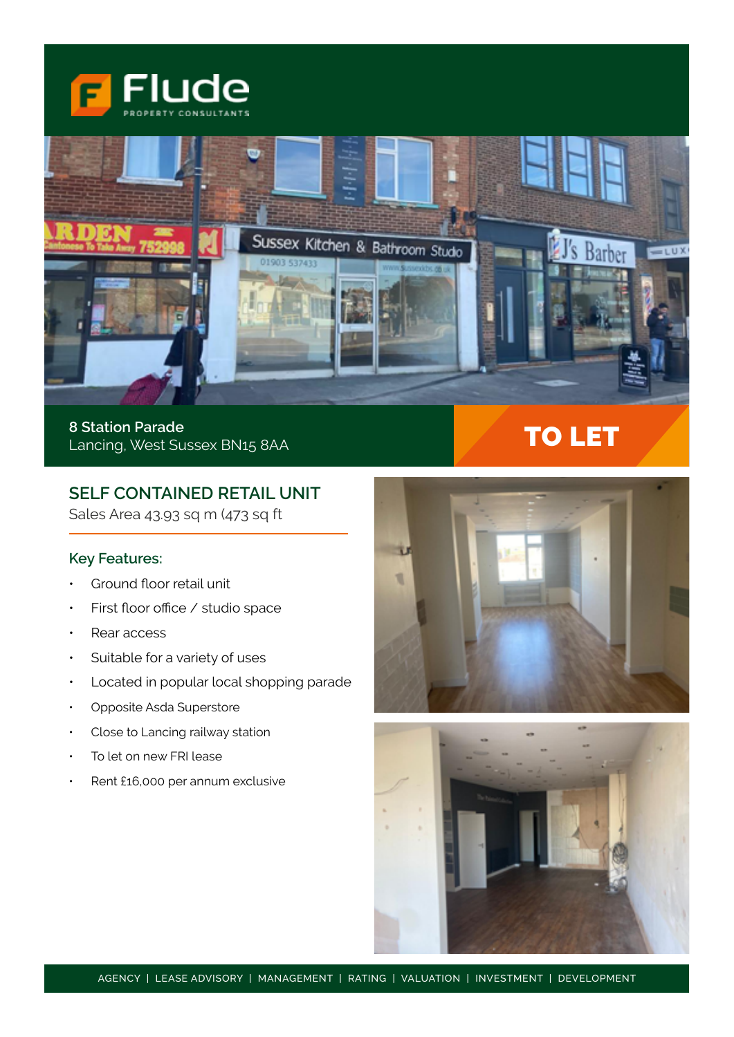Flude
PROPERTY CONSULTANTS

8 Station Parade
Lancing, West Sussex BN15 8AA

**TO LET**

## SELF CONTAINED RETAIL UNIT

Sales Area 43.93 sq m (473 sq ft

### Key Features:

- Ground floor retail unit
- First floor office / studio space
- Rear access
- Suitable for a variety of uses
- Located in popular local shopping parade
- Opposite Asda Superstore
- Close to Lancing railway station
- To let on new FRI lease
- Rent £16,000 per annum exclusive

AGENCY | LEASE ADVISORY | MANAGEMENT | RATING | VALUATION | INVESTMENT | DEVELOPMENT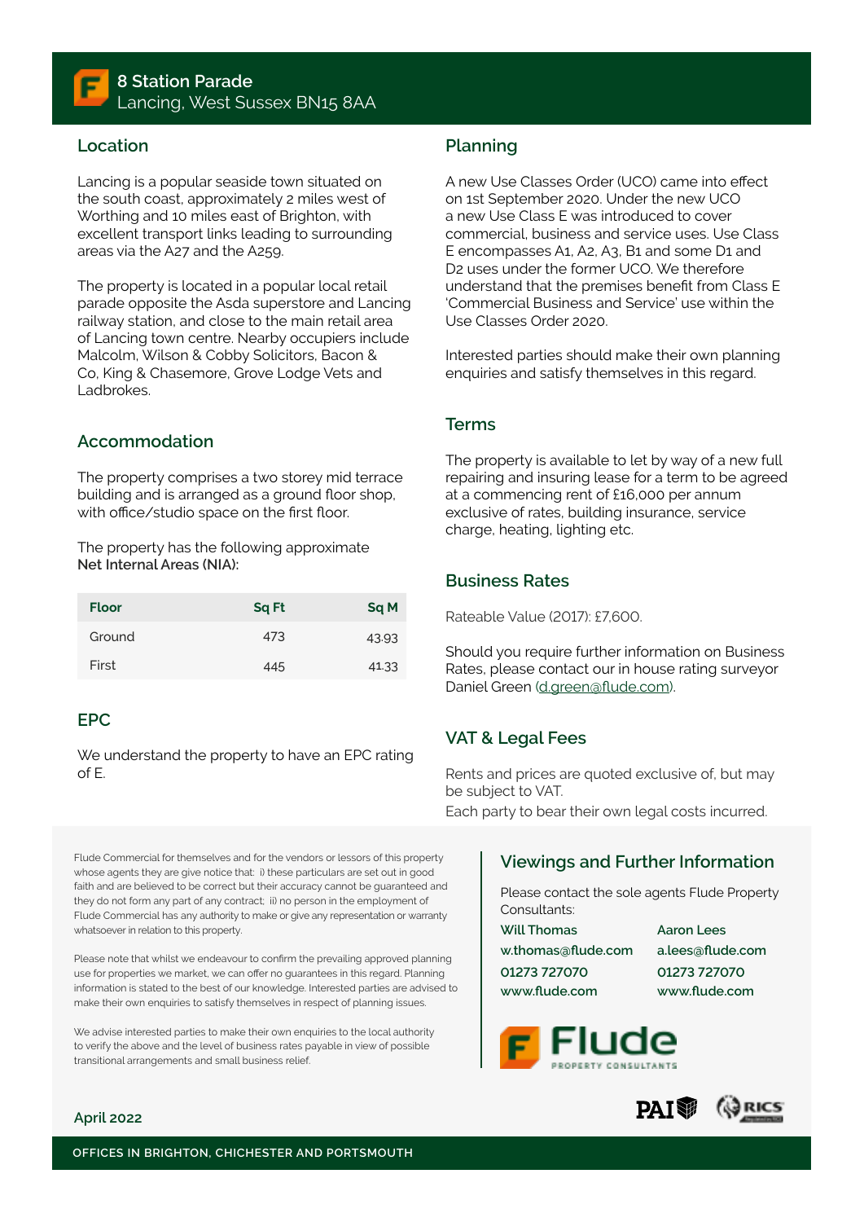# 8 Station Parade

Lancing, West Sussex BN15 8AA

## Location

Lancing is a popular seaside town situated on the south coast, approximately 2 miles west of Worthing and 10 miles east of Brighton, with excellent transport links leading to surrounding areas via the A27 and the A259.

The property is located in a popular local retail parade opposite the Asda superstore and Lancing railway station, and close to the main retail area of Lancing town centre. Nearby occupiers include Malcolm, Wilson & Cobby Solicitors, Bacon & Co, King & Chasemore, Grove Lodge Vets and Ladbrokes.

## Accommodation

The property comprises a two storey mid terrace building and is arranged as a ground floor shop, with office/studio space on the first floor.

The property has the following approximate **Net Internal Areas (NIA):**

| Floor | Sq Ft | Sq M |
|---|---|---|
| Ground | 473 | 43.93 |
| First | 445 | 41.33 |

## EPC

We understand the property to have an EPC rating of E.

## Planning

A new Use Classes Order (UCO) came into effect on 1st September 2020. Under the new UCO a new Use Class E was introduced to cover commercial, business and service uses. Use Class E encompasses A1, A2, A3, B1 and some D1 and D2 uses under the former UCO. We therefore understand that the premises benefit from Class E 'Commercial Business and Service' use within the Use Classes Order 2020.

Interested parties should make their own planning enquiries and satisfy themselves in this regard.

## Terms

The property is available to let by way of a new full repairing and insuring lease for a term to be agreed at a commencing rent of £16,000 per annum exclusive of rates, building insurance, service charge, heating, lighting etc.

## Business Rates

Rateable Value (2017): £7,600.

Should you require further information on Business Rates, please contact our in house rating surveyor Daniel Green (d.green@flude.com).

## VAT & Legal Fees

Rents and prices are quoted exclusive of, but may be subject to VAT.

Each party to bear their own legal costs incurred.

Flude Commercial for themselves and for the vendors or lessors of this property whose agents they are give notice that: i) these particulars are set out in good faith and are believed to be correct but their accuracy cannot be guaranteed and they do not form any part of any contract; ii) no person in the employment of Flude Commercial has any authority to make or give any representation or warranty whatsoever in relation to this property.

Please note that whilst we endeavour to confirm the prevailing approved planning use for properties we market, we can offer no guarantees in this regard. Planning information is stated to the best of our knowledge. Interested parties are advised to make their own enquiries to satisfy themselves in respect of planning issues.

We advise interested parties to make their own enquiries to the local authority to verify the above and the level of business rates payable in view of possible transitional arrangements and small business relief.

## Viewings and Further Information

Please contact the sole agents Flude Property Consultants:

**Will Thomas**
w.thomas@flude.com
01273 727070
www.flude.com

**Aaron Lees**
a.lees@flude.com
01273 727070
www.flude.com

Flude PROPERTY CONSULTANTS

PAI RICS

April 2022

OFFICES IN BRIGHTON, CHICHESTER AND PORTSMOUTH